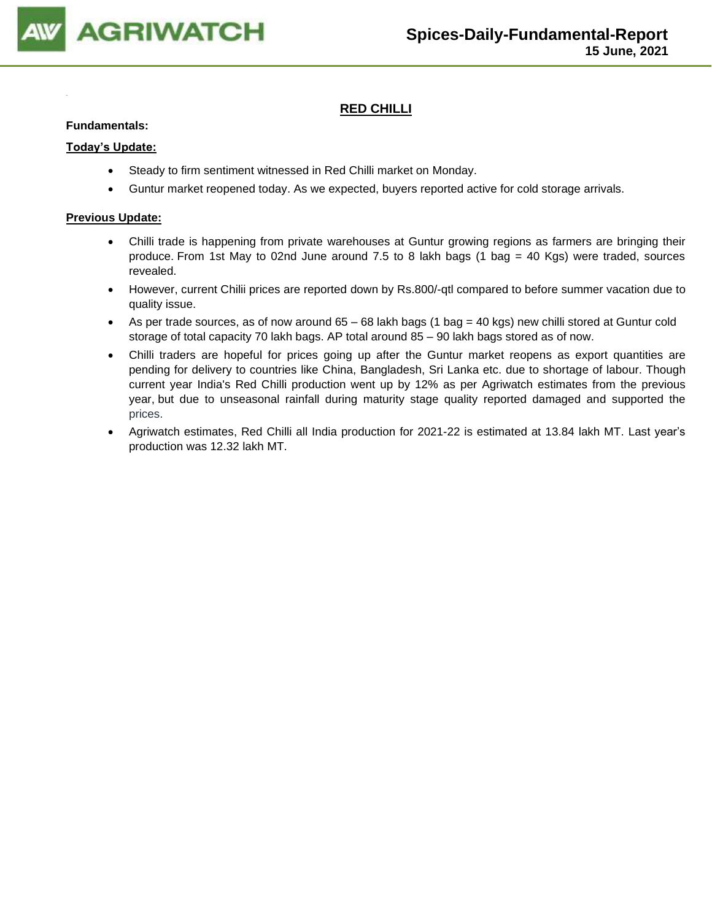# RED CHILLI

**Fundamentals:**

**Today's Update:**

- Steady to firm sentiment witnessed in Red Chilli market on Monday.
- Guntur market reopened today. As we expected, buyers reported active for cold storage arrivals.

**Previous Update:**

- Chilli trade is happening from private warehouses at Guntur growing regions as farmers are bringing their produce. From 1st May to 02nd June around 7.5 to 8 lakh bags (1 bag = 40 Kgs) were traded, sources revealed.
- However, current Chilii prices are reported down by Rs.800/-qtl compared to before summer vacation due to quality issue.
- As per trade sources, as of now around 65 – 68 lakh bags (1 bag = 40 kgs) new chilli stored at Guntur cold storage of total capacity 70 lakh bags. AP total around 85 – 90 lakh bags stored as of now.
- Chilli traders are hopeful for prices going up after the Guntur market reopens as export quantities are pending for delivery to countries like China, Bangladesh, Sri Lanka etc. due to shortage of labour. Though current year India's Red Chilli production went up by 12% as per Agriwatch estimates from the previous year, but due to unseasonal rainfall during maturity stage quality reported damaged and supported the prices.
- Agriwatch estimates, Red Chilli all India production for 2021-22 is estimated at 13.84 lakh MT. Last year's production was 12.32 lakh MT.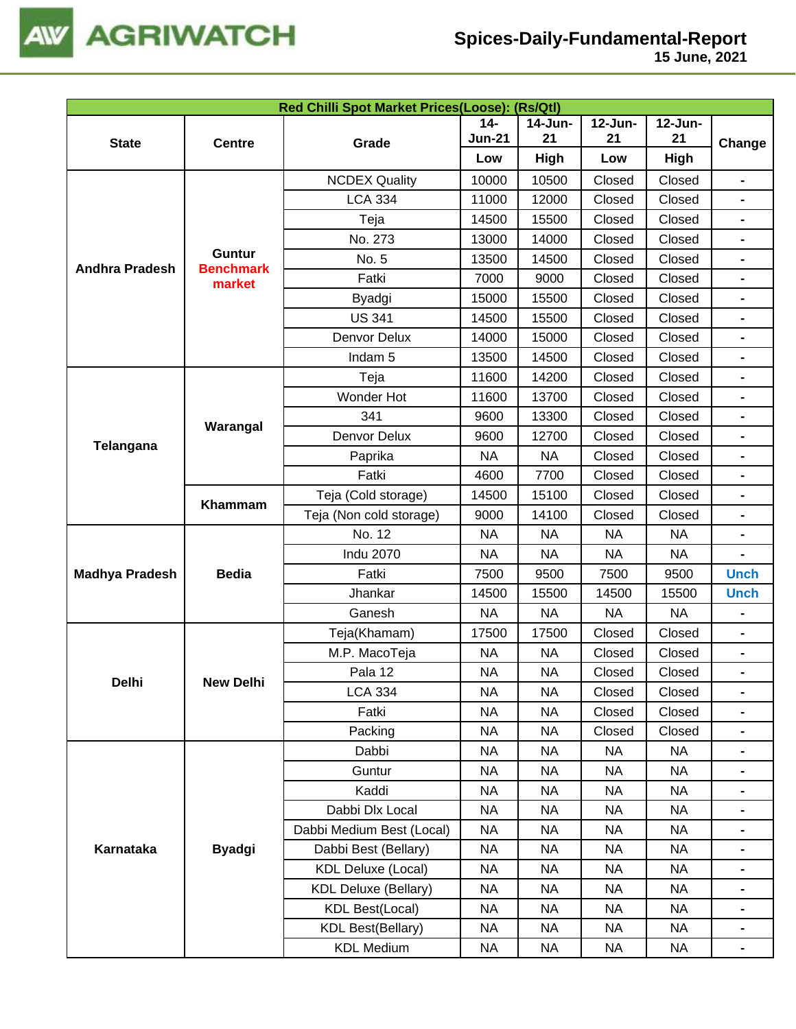| Red Chilli Spot Market Prices(Loose): (Rs/Qtl) | | | | | | | |
|---|---|---|---|---|---|---|---|
| State | Centre | Grade | 14-Jun-21 | 14-Jun-21 | 12-Jun-21 | 12-Jun-21 | Change |
| | | | Low | High | Low | High | |
| Andhra Pradesh | Guntur Benchmark market | NCDEX Quality | 10000 | 10500 | Closed | Closed | - |
| | | LCA 334 | 11000 | 12000 | Closed | Closed | - |
| | | Teja | 14500 | 15500 | Closed | Closed | - |
| | | No. 273 | 13000 | 14000 | Closed | Closed | - |
| | | No. 5 | 13500 | 14500 | Closed | Closed | - |
| | | Fatki | 7000 | 9000 | Closed | Closed | - |
| | | Byadgi | 15000 | 15500 | Closed | Closed | - |
| | | US 341 | 14500 | 15500 | Closed | Closed | - |
| | | Denvor Delux | 14000 | 15000 | Closed | Closed | - |
| | | Indam 5 | 13500 | 14500 | Closed | Closed | - |
| Telangana | Warangal | Teja | 11600 | 14200 | Closed | Closed | - |
| | | Wonder Hot | 11600 | 13700 | Closed | Closed | - |
| | | 341 | 9600 | 13300 | Closed | Closed | - |
| | | Denvor Delux | 9600 | 12700 | Closed | Closed | - |
| | | Paprika | NA | NA | Closed | Closed | - |
| | | Fatki | 4600 | 7700 | Closed | Closed | - |
| | Khammam | Teja (Cold storage) | 14500 | 15100 | Closed | Closed | - |
| | | Teja (Non cold storage) | 9000 | 14100 | Closed | Closed | - |
| Madhya Pradesh | Bedia | No. 12 | NA | NA | NA | NA | - |
| | | Indu 2070 | NA | NA | NA | NA | - |
| | | Fatki | 7500 | 9500 | 7500 | 9500 | Unch |
| | | Jhankar | 14500 | 15500 | 14500 | 15500 | Unch |
| | | Ganesh | NA | NA | NA | NA | - |
| Delhi | New Delhi | Teja(Khamam) | 17500 | 17500 | Closed | Closed | - |
| | | M.P. MacoTeja | NA | NA | Closed | Closed | - |
| | | Pala 12 | NA | NA | Closed | Closed | - |
| | | LCA 334 | NA | NA | Closed | Closed | - |
| | | Fatki | NA | NA | Closed | Closed | - |
| | | Packing | NA | NA | Closed | Closed | - |
| Karnataka | Byadgi | Dabbi | NA | NA | NA | NA | - |
| | | Guntur | NA | NA | NA | NA | - |
| | | Kaddi | NA | NA | NA | NA | - |
| | | Dabbi Dlx Local | NA | NA | NA | NA | - |
| | | Dabbi Medium Best (Local) | NA | NA | NA | NA | - |
| | | Dabbi Best (Bellary) | NA | NA | NA | NA | - |
| | | KDL Deluxe (Local) | NA | NA | NA | NA | - |
| | | KDL Deluxe (Bellary) | NA | NA | NA | NA | - |
| | | KDL Best(Local) | NA | NA | NA | NA | - |
| | | KDL Best(Bellary) | NA | NA | NA | NA | - |
| | | KDL Medium | NA | NA | NA | NA | - |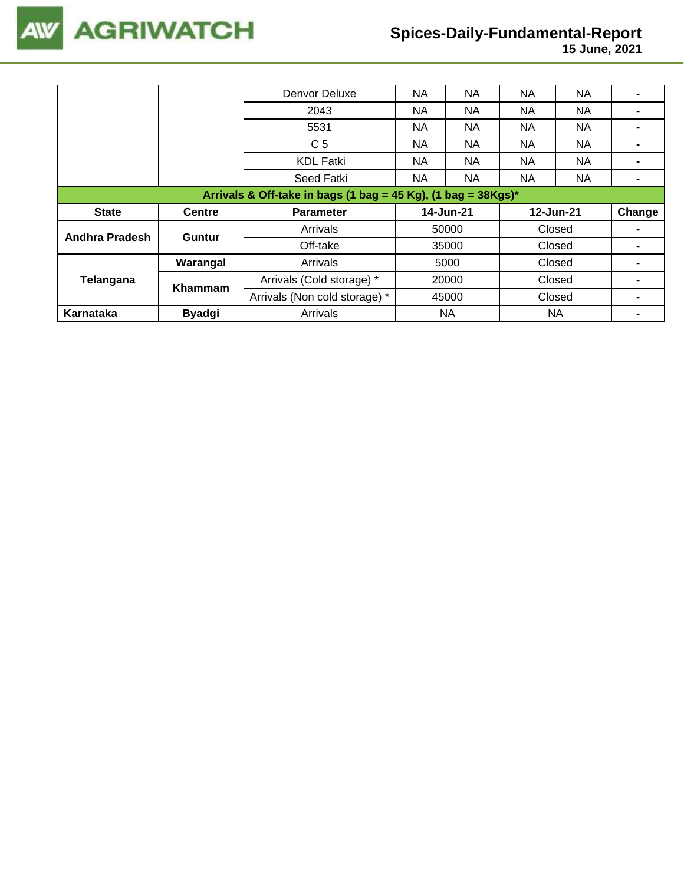| | | Denvor Deluxe | NA | NA | NA | NA | - |
|---|---|---|---|---|---|---|---|
| | | 2043 | NA | NA | NA | NA | - |
| | | 5531 | NA | NA | NA | NA | - |
| | | C 5 | NA | NA | NA | NA | - |
| | | KDL Fatki | NA | NA | NA | NA | - |
| | | Seed Fatki | NA | NA | NA | NA | - |

**Arrivals & Off-take in bags (1 bag = 45 Kg), (1 bag = 38Kgs)***

| State | Centre | Parameter | 14-Jun-21 | 12-Jun-21 | Change |
|---|---|---|---|---|---|
| **Andhra Pradesh** | **Guntur** | Arrivals | 50000 | Closed | - |
| | | Off-take | 35000 | Closed | - |
| **Telangana** | **Warangal** | Arrivals | 5000 | Closed | - |
| | **Khammam** | Arrivals (Cold storage) * | 20000 | Closed | - |
| | | Arrivals (Non cold storage) * | 45000 | Closed | - |
| **Karnataka** | **Byadgi** | Arrivals | NA | NA | - |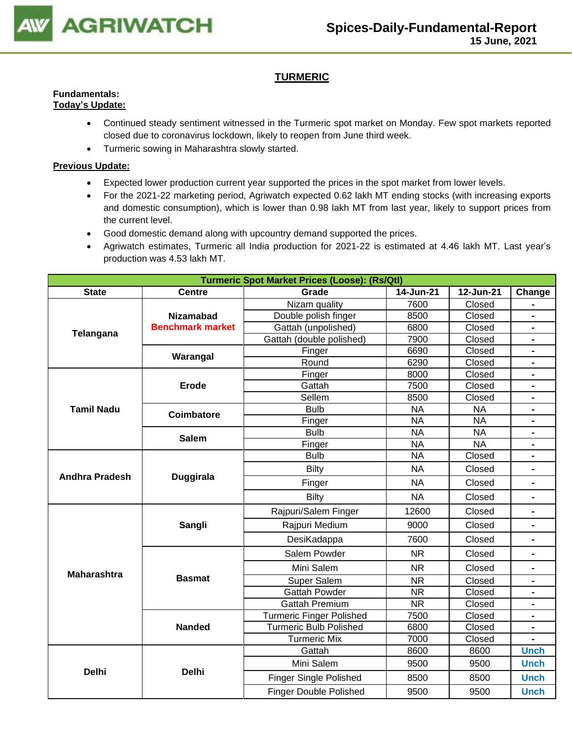## TURMERIC

**Fundamentals:**

**Today's Update:**

- Continued steady sentiment witnessed in the Turmeric spot market on Monday. Few spot markets reported closed due to coronavirus lockdown, likely to reopen from June third week.
- Turmeric sowing in Maharashtra slowly started.

**Previous Update:**

- Expected lower production current year supported the prices in the spot market from lower levels.
- For the 2021-22 marketing period, Agriwatch expected 0.62 lakh MT ending stocks (with increasing exports and domestic consumption), which is lower than 0.98 lakh MT from last year, likely to support prices from the current level.
- Good domestic demand along with upcountry demand supported the prices.
- Agriwatch estimates, Turmeric all India production for 2021-22 is estimated at 4.46 lakh MT. Last year's production was 4.53 lakh MT.

| Turmeric Spot Market Prices (Loose): (Rs/Qtl) | | | | | |
|---|---|---|---|---|---|
| **State** | **Centre** | **Grade** | **14-Jun-21** | **12-Jun-21** | **Change** |
| Telangana | Nizamabad Benchmark market | Nizam quality | 7600 | Closed | - |
| | | Double polish finger | 8500 | Closed | - |
| | | Gattah (unpolished) | 6800 | Closed | - |
| | | Gattah (double polished) | 7900 | Closed | - |
| | Warangal | Finger | 6690 | Closed | - |
| | | Round | 6290 | Closed | - |
| Tamil Nadu | Erode | Finger | 8000 | Closed | - |
| | | Gattah | 7500 | Closed | - |
| | | Sellem | 8500 | Closed | - |
| | Coimbatore | Bulb | NA | NA | - |
| | | Finger | NA | NA | - |
| | Salem | Bulb | NA | NA | - |
| | | Finger | NA | NA | - |
| Andhra Pradesh | Duggirala | Bulb | NA | Closed | - |
| | | Bilty | NA | Closed | - |
| | | Finger | NA | Closed | - |
| | | Bilty | NA | Closed | - |
| Maharashtra | Sangli | Rajpuri/Salem Finger | 12600 | Closed | - |
| | | Rajpuri Medium | 9000 | Closed | - |
| | | DesiKadappa | 7600 | Closed | - |
| | Basmat | Salem Powder | NR | Closed | - |
| | | Mini Salem | NR | Closed | - |
| | | Super Salem | NR | Closed | - |
| | | Gattah Powder | NR | Closed | - |
| | | Gattah Premium | NR | Closed | - |
| | Nanded | Turmeric Finger Polished | 7500 | Closed | - |
| | | Turmeric Bulb Polished | 6800 | Closed | - |
| | | Turmeric Mix | 7000 | Closed | - |
| Delhi | Delhi | Gattah | 8600 | 8600 | Unch |
| | | Mini Salem | 9500 | 9500 | Unch |
| | | Finger Single Polished | 8500 | 8500 | Unch |
| | | Finger Double Polished | 9500 | 9500 | Unch |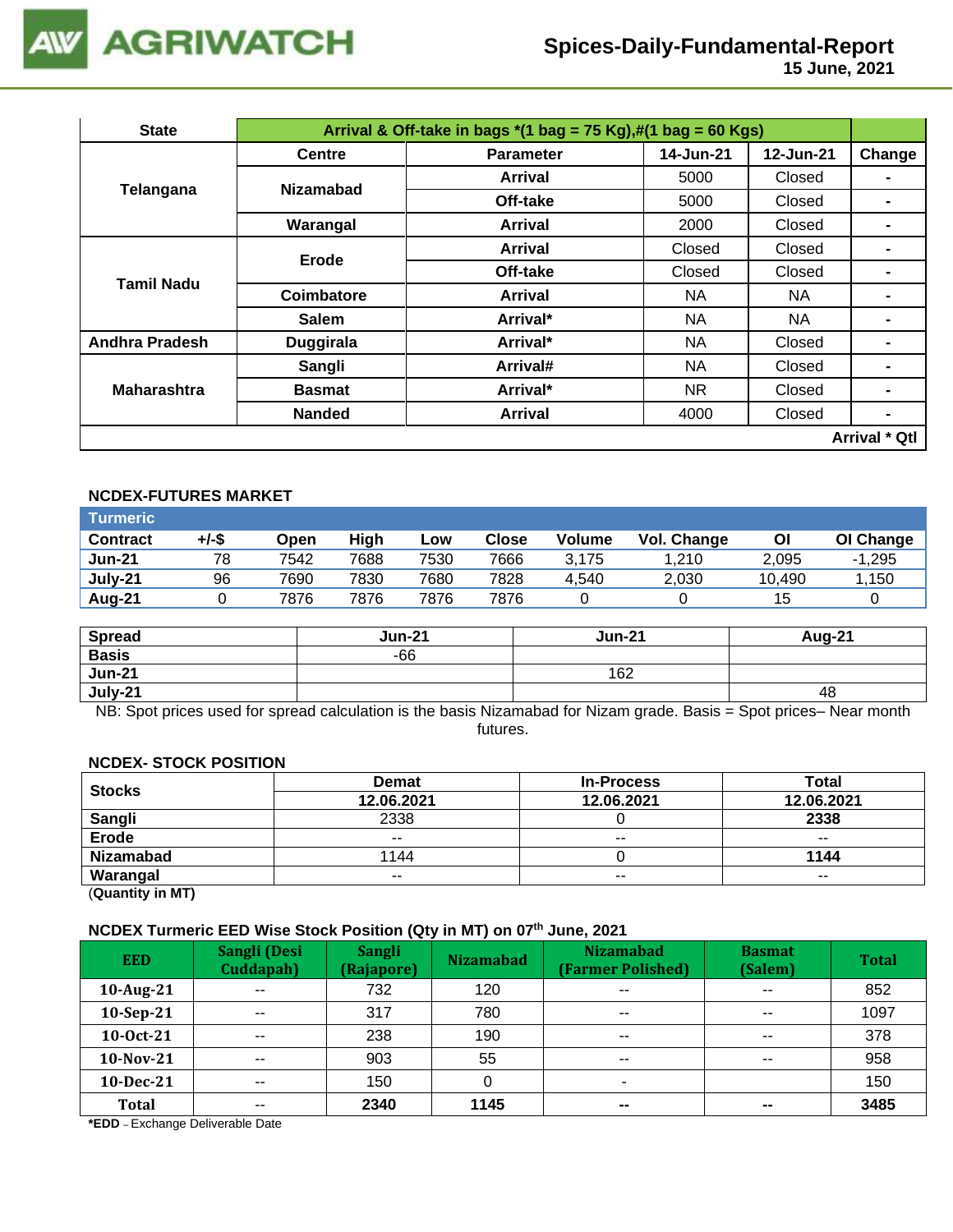| State | Arrival & Off-take in bags *(1 bag = 75 Kg),#(1 bag = 60 Kgs) | | | | |
|---|---|---|---|---|---|
| | Centre | Parameter | 14-Jun-21 | 12-Jun-21 | Change |
| Telangana | Nizamabad | Arrival | 5000 | Closed | - |
| | | Off-take | 5000 | Closed | - |
| | Warangal | Arrival | 2000 | Closed | - |
| Tamil Nadu | Erode | Arrival | Closed | Closed | - |
| | | Off-take | Closed | Closed | - |
| | Coimbatore | Arrival | NA | NA | - |
| | Salem | Arrival* | NA | NA | - |
| Andhra Pradesh | Duggirala | Arrival* | NA | Closed | - |
| Maharashtra | Sangli | Arrival# | NA | Closed | - |
| | Basmat | Arrival* | NR | Closed | - |
| | Nanded | Arrival | 4000 | Closed | - |
| | | | | | Arrival * Qtl |

### NCDEX-FUTURES MARKET

| Turmeric | | | | | | | | | |
|---|---|---|---|---|---|---|---|---|---|
| Contract | +/-$ | Open | High | Low | Close | Volume | Vol. Change | OI | OI Change |
| Jun-21 | 78 | 7542 | 7688 | 7530 | 7666 | 3,175 | 1,210 | 2,095 | -1,295 |
| July-21 | 96 | 7690 | 7830 | 7680 | 7828 | 4,540 | 2,030 | 10,490 | 1,150 |
| Aug-21 | 0 | 7876 | 7876 | 7876 | 7876 | 0 | 0 | 15 | 0 |

| Spread | Jun-21 | Jun-21 | Aug-21 |
|---|---|---|---|
| Basis | -66 | | |
| Jun-21 | | 162 | |
| July-21 | | | 48 |

NB: Spot prices used for spread calculation is the basis Nizamabad for Nizam grade. Basis = Spot prices– Near month futures.

### NCDEX- STOCK POSITION

| Stocks | Demat | In-Process | Total |
|---|---|---|---|
| | 12.06.2021 | 12.06.2021 | 12.06.2021 |
| Sangli | 2338 | 0 | 2338 |
| Erode | -- | -- | -- |
| Nizamabad | 1144 | 0 | 1144 |
| Warangal | -- | -- | -- |

(Quantity in MT)

### NCDEX Turmeric EED Wise Stock Position (Qty in MT) on 07th June, 2021

| EED | Sangli (Desi Cuddapah) | Sangli (Rajapore) | Nizamabad | Nizamabad (Farmer Polished) | Basmat (Salem) | Total |
|---|---|---|---|---|---|---|
| 10-Aug-21 | -- | 732 | 120 | -- | -- | 852 |
| 10-Sep-21 | -- | 317 | 780 | -- | -- | 1097 |
| 10-Oct-21 | -- | 238 | 190 | -- | -- | 378 |
| 10-Nov-21 | -- | 903 | 55 | -- | -- | 958 |
| 10-Dec-21 | -- | 150 | 0 | - | | 150 |
| Total | -- | 2340 | 1145 | -- | -- | 3485 |

*EDD – Exchange Deliverable Date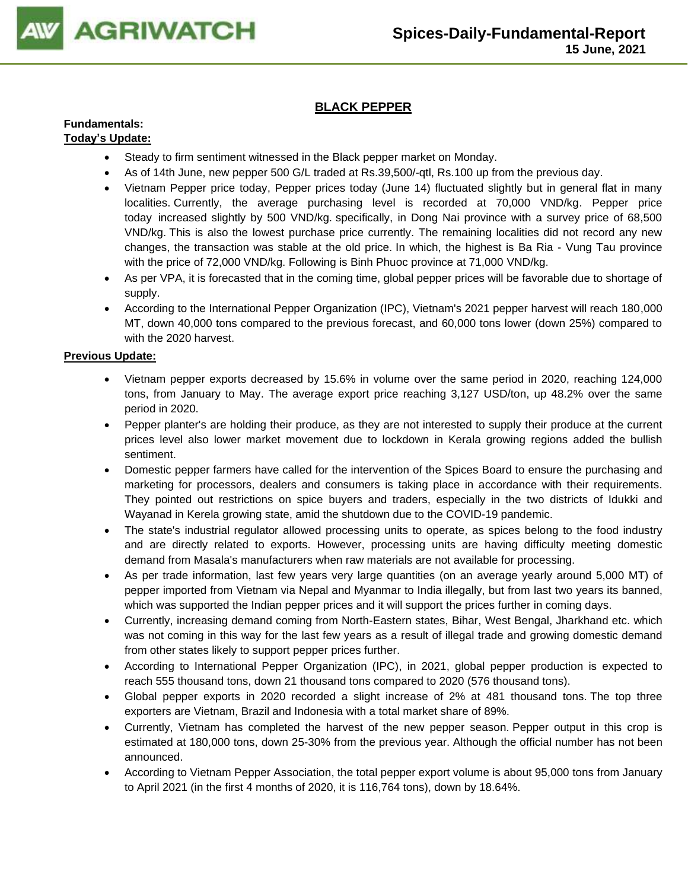## BLACK PEPPER

**Fundamentals:**

**Today's Update:**

- Steady to firm sentiment witnessed in the Black pepper market on Monday.
- As of 14th June, new pepper 500 G/L traded at Rs.39,500/-qtl, Rs.100 up from the previous day.
- Vietnam Pepper price today, Pepper prices today (June 14) fluctuated slightly but in general flat in many localities. Currently, the average purchasing level is recorded at 70,000 VND/kg. Pepper price today increased slightly by 500 VND/kg. specifically, in Dong Nai province with a survey price of 68,500 VND/kg. This is also the lowest purchase price currently. The remaining localities did not record any new changes, the transaction was stable at the old price. In which, the highest is Ba Ria - Vung Tau province with the price of 72,000 VND/kg. Following is Binh Phuoc province at 71,000 VND/kg.
- As per VPA, it is forecasted that in the coming time, global pepper prices will be favorable due to shortage of supply.
- According to the International Pepper Organization (IPC), Vietnam's 2021 pepper harvest will reach 180,000 MT, down 40,000 tons compared to the previous forecast, and 60,000 tons lower (down 25%) compared to with the 2020 harvest.

**Previous Update:**

- Vietnam pepper exports decreased by 15.6% in volume over the same period in 2020, reaching 124,000 tons, from January to May. The average export price reaching 3,127 USD/ton, up 48.2% over the same period in 2020.
- Pepper planter's are holding their produce, as they are not interested to supply their produce at the current prices level also lower market movement due to lockdown in Kerala growing regions added the bullish sentiment.
- Domestic pepper farmers have called for the intervention of the Spices Board to ensure the purchasing and marketing for processors, dealers and consumers is taking place in accordance with their requirements. They pointed out restrictions on spice buyers and traders, especially in the two districts of Idukki and Wayanad in Kerela growing state, amid the shutdown due to the COVID-19 pandemic.
- The state's industrial regulator allowed processing units to operate, as spices belong to the food industry and are directly related to exports. However, processing units are having difficulty meeting domestic demand from Masala's manufacturers when raw materials are not available for processing.
- As per trade information, last few years very large quantities (on an average yearly around 5,000 MT) of pepper imported from Vietnam via Nepal and Myanmar to India illegally, but from last two years its banned, which was supported the Indian pepper prices and it will support the prices further in coming days.
- Currently, increasing demand coming from North-Eastern states, Bihar, West Bengal, Jharkhand etc. which was not coming in this way for the last few years as a result of illegal trade and growing domestic demand from other states likely to support pepper prices further.
- According to International Pepper Organization (IPC), in 2021, global pepper production is expected to reach 555 thousand tons, down 21 thousand tons compared to 2020 (576 thousand tons).
- Global pepper exports in 2020 recorded a slight increase of 2% at 481 thousand tons. The top three exporters are Vietnam, Brazil and Indonesia with a total market share of 89%.
- Currently, Vietnam has completed the harvest of the new pepper season. Pepper output in this crop is estimated at 180,000 tons, down 25-30% from the previous year. Although the official number has not been announced.
- According to Vietnam Pepper Association, the total pepper export volume is about 95,000 tons from January to April 2021 (in the first 4 months of 2020, it is 116,764 tons), down by 18.64%.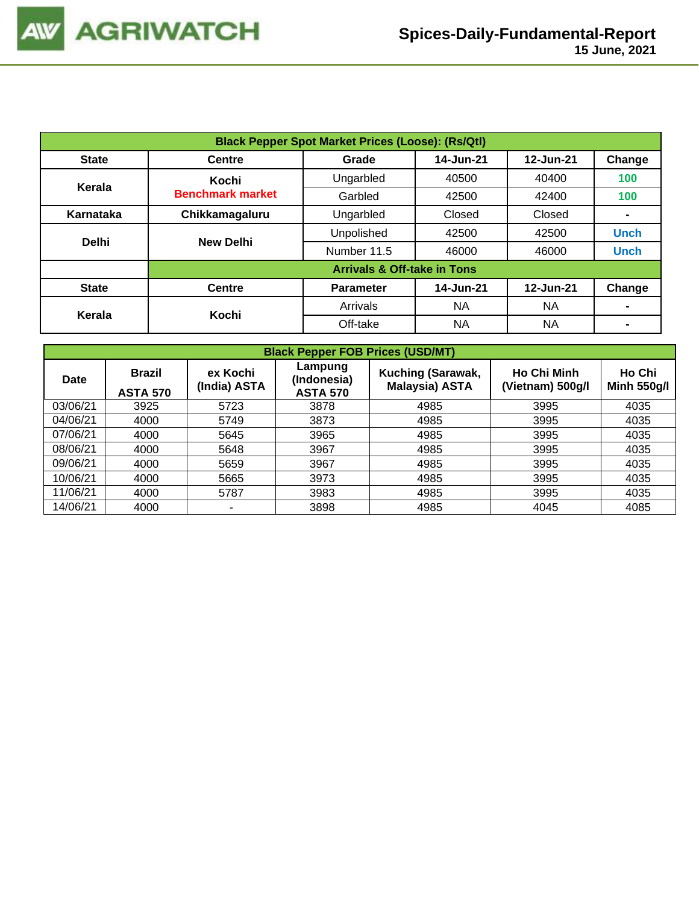| Black Pepper Spot Market Prices (Loose): (Rs/Qtl) | | | | | |
|---|---|---|---|---|---|
| **State** | **Centre** | **Grade** | **14-Jun-21** | **12-Jun-21** | **Change** |
| **Kerala** | **Kochi** **Benchmark market** | Ungarbled | 40500 | 40400 | 100 |
| | | Garbled | 42500 | 42400 | 100 |
| **Karnataka** | **Chikkamagaluru** | Ungarbled | Closed | Closed | - |
| **Delhi** | **New Delhi** | Unpolished | 42500 | 42500 | Unch |
| | | Number 11.5 | 46000 | 46000 | Unch |
| | **Arrivals & Off-take in Tons** | | | | |
| **State** | **Centre** | **Parameter** | **14-Jun-21** | **12-Jun-21** | **Change** |
| **Kerala** | **Kochi** | Arrivals | NA | NA | - |
| | | Off-take | NA | NA | - |

| Black Pepper FOB Prices (USD/MT) | | | | | | |
|---|---|---|---|---|---|---|
| **Date** | **Brazil ASTA 570** | **ex Kochi (India) ASTA** | **Lampung (Indonesia) ASTA 570** | **Kuching (Sarawak, Malaysia) ASTA** | **Ho Chi Minh (Vietnam) 500g/l** | **Ho Chi Minh 550g/l** |
| 03/06/21 | 3925 | 5723 | 3878 | 4985 | 3995 | 4035 |
| 04/06/21 | 4000 | 5749 | 3873 | 4985 | 3995 | 4035 |
| 07/06/21 | 4000 | 5645 | 3965 | 4985 | 3995 | 4035 |
| 08/06/21 | 4000 | 5648 | 3967 | 4985 | 3995 | 4035 |
| 09/06/21 | 4000 | 5659 | 3967 | 4985 | 3995 | 4035 |
| 10/06/21 | 4000 | 5665 | 3973 | 4985 | 3995 | 4035 |
| 11/06/21 | 4000 | 5787 | 3983 | 4985 | 3995 | 4035 |
| 14/06/21 | 4000 | - | 3898 | 4985 | 4045 | 4085 |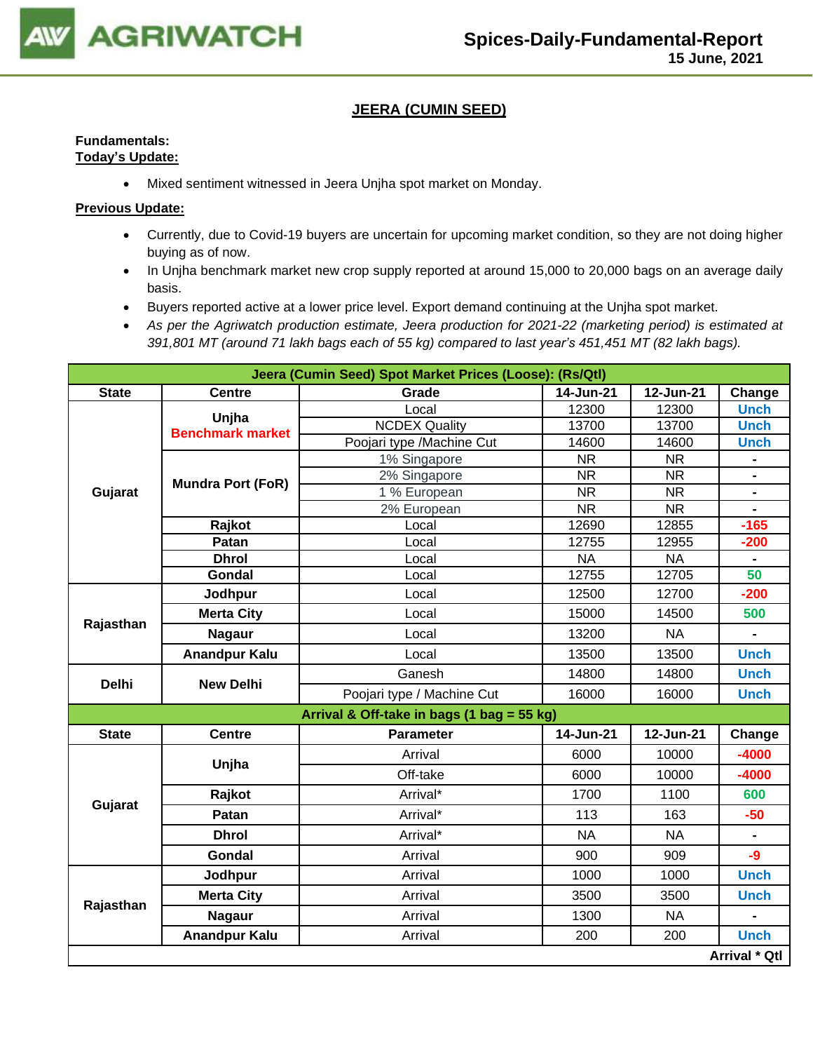## JEERA (CUMIN SEED)

**Fundamentals:**
**Today's Update:**

- Mixed sentiment witnessed in Jeera Unjha spot market on Monday.

**Previous Update:**

- Currently, due to Covid-19 buyers are uncertain for upcoming market condition, so they are not doing higher buying as of now.
- In Unjha benchmark market new crop supply reported at around 15,000 to 20,000 bags on an average daily basis.
- Buyers reported active at a lower price level. Export demand continuing at the Unjha spot market.
- *As per the Agriwatch production estimate, Jeera production for 2021-22 (marketing period) is estimated at 391,801 MT (around 71 lakh bags each of 55 kg) compared to last year's 451,451 MT (82 lakh bags).*

| Jeera (Cumin Seed) Spot Market Prices (Loose): (Rs/Qtl) | | | | | |
|---|---|---|---|---|---|
| **State** | **Centre** | **Grade** | **14-Jun-21** | **12-Jun-21** | **Change** |
| Gujarat | Unjha Benchmark market | Local | 12300 | 12300 | Unch |
| | | NCDEX Quality | 13700 | 13700 | Unch |
| | | Poojari type /Machine Cut | 14600 | 14600 | Unch |
| | Mundra Port (FoR) | 1% Singapore | NR | NR | - |
| | | 2% Singapore | NR | NR | - |
| | | 1 % European | NR | NR | - |
| | | 2% European | NR | NR | - |
| | Rajkot | Local | 12690 | 12855 | -165 |
| | Patan | Local | 12755 | 12955 | -200 |
| | Dhrol | Local | NA | NA | - |
| | Gondal | Local | 12755 | 12705 | 50 |
| Rajasthan | Jodhpur | Local | 12500 | 12700 | -200 |
| | Merta City | Local | 15000 | 14500 | 500 |
| | Nagaur | Local | 13200 | NA | - |
| | Anandpur Kalu | Local | 13500 | 13500 | Unch |
| Delhi | New Delhi | Ganesh | 14800 | 14800 | Unch |
| | | Poojari type / Machine Cut | 16000 | 16000 | Unch |
| **Arrival & Off-take in bags (1 bag = 55 kg)** | | | | | |
| **State** | **Centre** | **Parameter** | **14-Jun-21** | **12-Jun-21** | **Change** |
| Gujarat | Unjha | Arrival | 6000 | 10000 | -4000 |
| | | Off-take | 6000 | 10000 | -4000 |
| | Rajkot | Arrival* | 1700 | 1100 | 600 |
| | Patan | Arrival* | 113 | 163 | -50 |
| | Dhrol | Arrival* | NA | NA | - |
| | Gondal | Arrival | 900 | 909 | -9 |
| Rajasthan | Jodhpur | Arrival | 1000 | 1000 | Unch |
| | Merta City | Arrival | 3500 | 3500 | Unch |
| | Nagaur | Arrival | 1300 | NA | - |
| | Anandpur Kalu | Arrival | 200 | 200 | Unch |

**Arrival * Qtl**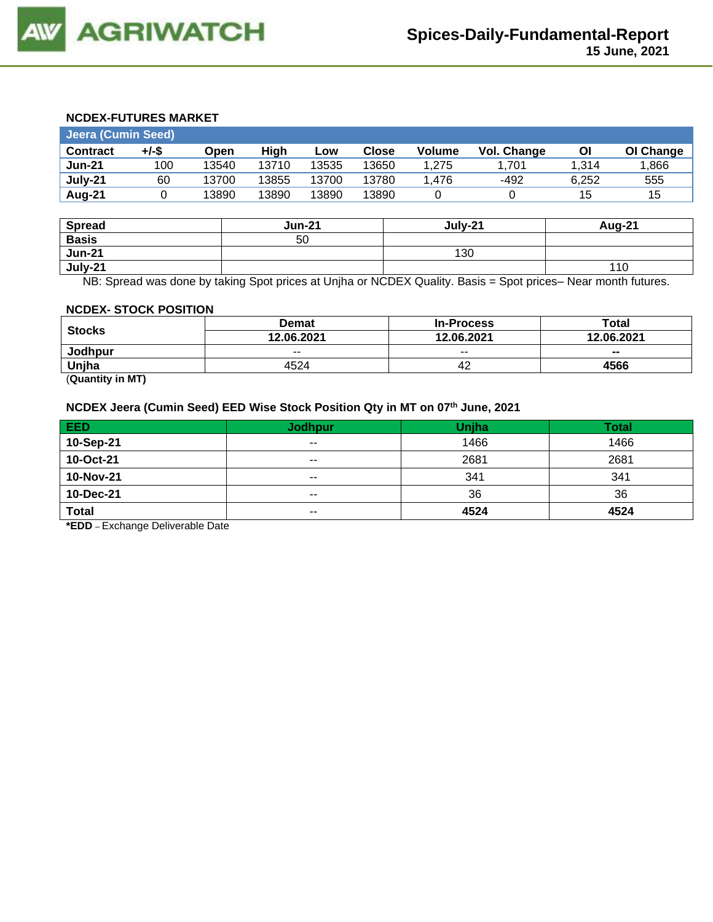## NCDEX-FUTURES MARKET

| Jeera (Cumin Seed) | | | | | | | | | |
|---|---|---|---|---|---|---|---|---|---|
| Contract | +/-$ | Open | High | Low | Close | Volume | Vol. Change | OI | OI Change |
| Jun-21 | 100 | 13540 | 13710 | 13535 | 13650 | 1,275 | 1,701 | 1,314 | 1,866 |
| July-21 | 60 | 13700 | 13855 | 13700 | 13780 | 1,476 | -492 | 6,252 | 555 |
| Aug-21 | 0 | 13890 | 13890 | 13890 | 13890 | 0 | 0 | 15 | 15 |

| Spread | Jun-21 | July-21 | Aug-21 |
|---|---|---|---|
| Basis | 50 | | |
| Jun-21 | | 130 | |
| July-21 | | | 110 |

NB: Spread was done by taking Spot prices at Unjha or NCDEX Quality. Basis = Spot prices– Near month futures.

## NCDEX- STOCK POSITION

| Stocks | Demat | In-Process | Total |
|---|---|---|---|
| | 12.06.2021 | 12.06.2021 | 12.06.2021 |
| Jodhpur | -- | -- | -- |
| Unjha | 4524 | 42 | **4566** |

(**Quantity in MT**)

## NCDEX Jeera (Cumin Seed) EED Wise Stock Position Qty in MT on 07th June, 2021

| EED | Jodhpur | Unjha | Total |
|---|---|---|---|
| 10-Sep-21 | -- | 1466 | 1466 |
| 10-Oct-21 | -- | 2681 | 2681 |
| 10-Nov-21 | -- | 341 | 341 |
| 10-Dec-21 | -- | 36 | 36 |
| **Total** | -- | **4524** | **4524** |

***EDD** – Exchange Deliverable Date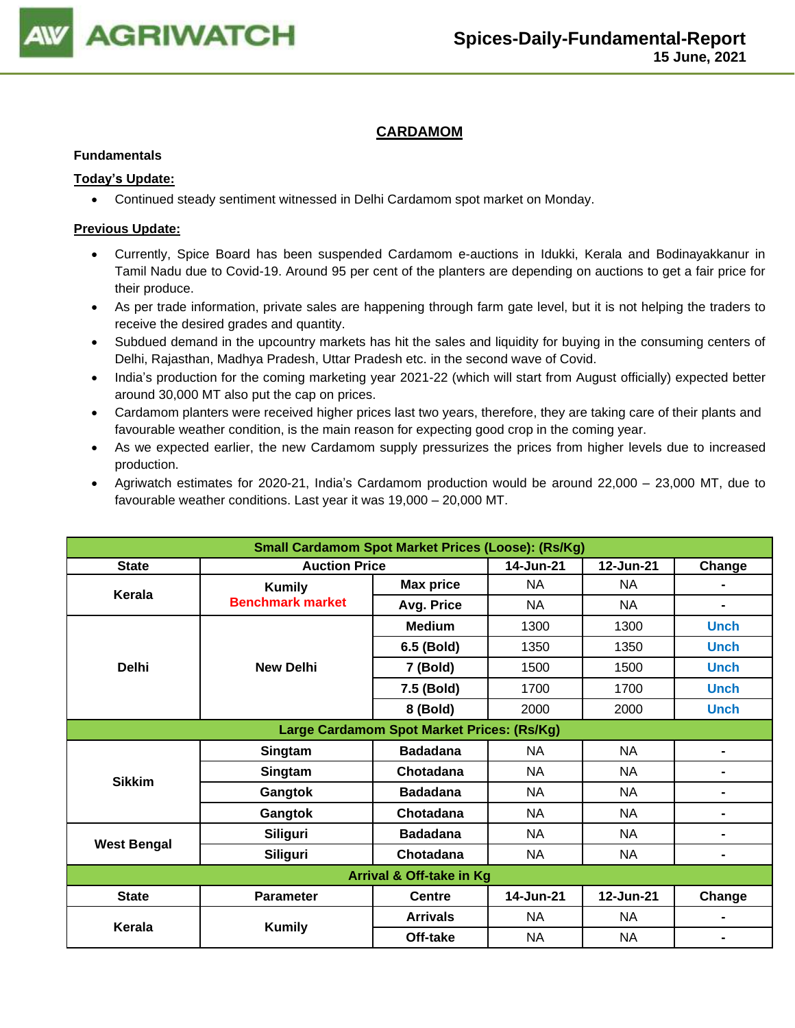## CARDAMOM

**Fundamentals**

**Today's Update:**

- Continued steady sentiment witnessed in Delhi Cardamom spot market on Monday.

**Previous Update:**

- Currently, Spice Board has been suspended Cardamom e-auctions in Idukki, Kerala and Bodinayakkanur in Tamil Nadu due to Covid-19. Around 95 per cent of the planters are depending on auctions to get a fair price for their produce.
- As per trade information, private sales are happening through farm gate level, but it is not helping the traders to receive the desired grades and quantity.
- Subdued demand in the upcountry markets has hit the sales and liquidity for buying in the consuming centers of Delhi, Rajasthan, Madhya Pradesh, Uttar Pradesh etc. in the second wave of Covid.
- India's production for the coming marketing year 2021-22 (which will start from August officially) expected better around 30,000 MT also put the cap on prices.
- Cardamom planters were received higher prices last two years, therefore, they are taking care of their plants and favourable weather condition, is the main reason for expecting good crop in the coming year.
- As we expected earlier, the new Cardamom supply pressurizes the prices from higher levels due to increased production.
- Agriwatch estimates for 2020-21, India's Cardamom production would be around 22,000 – 23,000 MT, due to favourable weather conditions. Last year it was 19,000 – 20,000 MT.

| Small Cardamom Spot Market Prices (Loose): (Rs/Kg) | | | | | |
|---|---|---|---|---|---|
| **State** | **Auction Price** | | **14-Jun-21** | **12-Jun-21** | **Change** |
| **Kerala** | **Kumily** Benchmark market | **Max price** | NA | NA | - |
| | | **Avg. Price** | NA | NA | - |
| **Delhi** | **New Delhi** | **Medium** | 1300 | 1300 | Unch |
| | | **6.5 (Bold)** | 1350 | 1350 | Unch |
| | | **7 (Bold)** | 1500 | 1500 | Unch |
| | | **7.5 (Bold)** | 1700 | 1700 | Unch |
| | | **8 (Bold)** | 2000 | 2000 | Unch |
| **Large Cardamom Spot Market Prices: (Rs/Kg)** | | | | | |
| **Sikkim** | **Singtam** | **Badadana** | NA | NA | - |
| | **Singtam** | **Chotadana** | NA | NA | - |
| | **Gangtok** | **Badadana** | NA | NA | - |
| | **Gangtok** | **Chotadana** | NA | NA | - |
| **West Bengal** | **Siliguri** | **Badadana** | NA | NA | - |
| | **Siliguri** | **Chotadana** | NA | NA | - |
| **Arrival & Off-take in Kg** | | | | | |
| **State** | **Parameter** | **Centre** | **14-Jun-21** | **12-Jun-21** | **Change** |
| **Kerala** | **Kumily** | **Arrivals** | NA | NA | - |
| | | **Off-take** | NA | NA | - |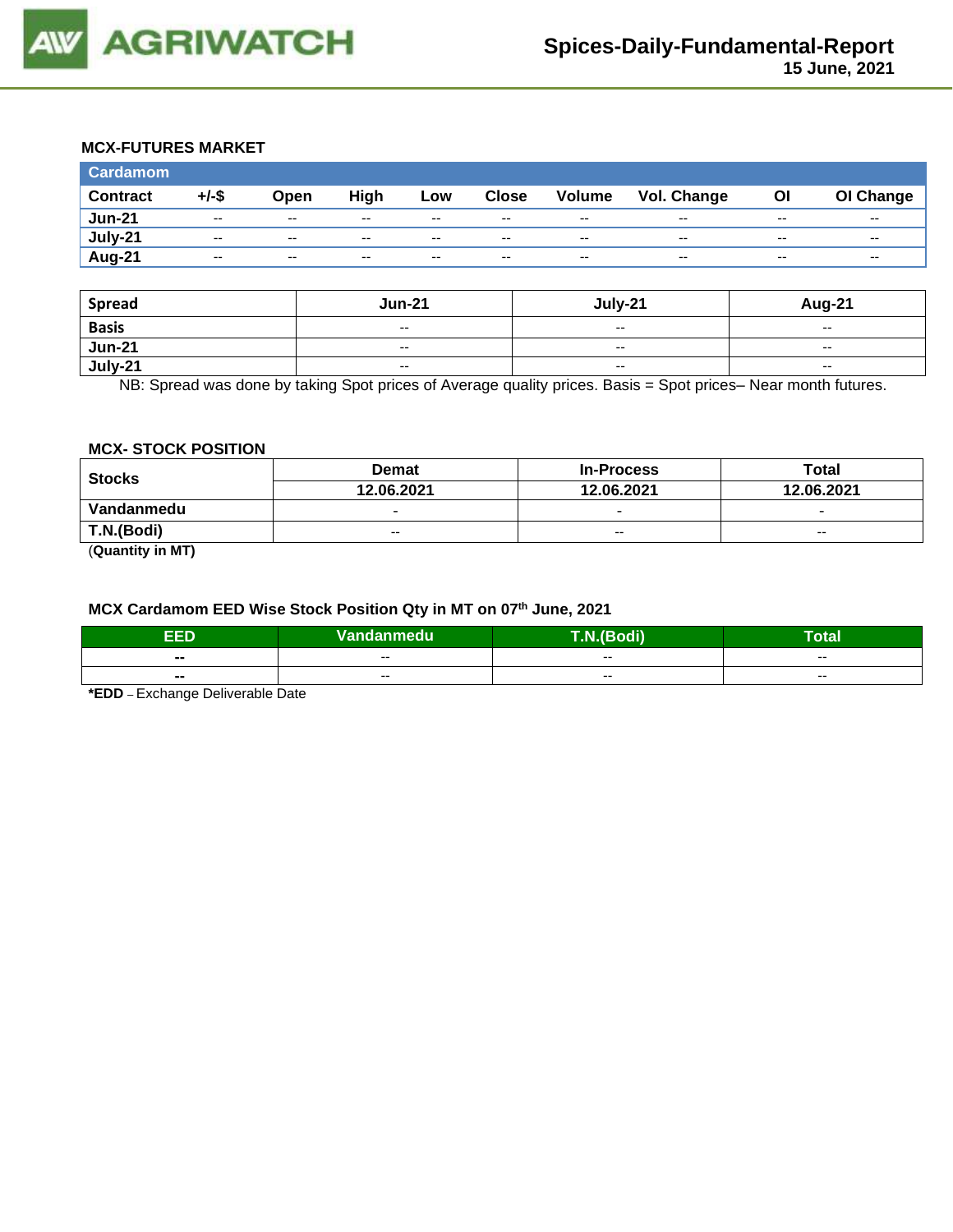### MCX-FUTURES MARKET

| Cardamom | | | | | | | | | |
|---|---|---|---|---|---|---|---|---|---|
| Contract | +/-$ | Open | High | Low | Close | Volume | Vol. Change | OI | OI Change |
| Jun-21 | -- | -- | -- | -- | -- | -- | -- | -- | -- |
| July-21 | -- | -- | -- | -- | -- | -- | -- | -- | -- |
| Aug-21 | -- | -- | -- | -- | -- | -- | -- | -- | -- |

| Spread | Jun-21 | July-21 | Aug-21 |
|---|---|---|---|
| Basis | -- | -- | -- |
| Jun-21 | -- | -- | -- |
| July-21 | -- | -- | -- |

NB: Spread was done by taking Spot prices of Average quality prices. Basis = Spot prices– Near month futures.

### MCX- STOCK POSITION

| Stocks | Demat | In-Process | Total |
|---|---|---|---|
| | 12.06.2021 | 12.06.2021 | 12.06.2021 |
| Vandanmedu | - | - | - |
| T.N.(Bodi) | -- | -- | -- |

(**Quantity in MT)**

### MCX Cardamom EED Wise Stock Position Qty in MT on 07th June, 2021

| EED | Vandanmedu | T.N.(Bodi) | Total |
|---|---|---|---|
| -- | -- | -- | -- |
| -- | -- | -- | -- |

***EDD** – Exchange Deliverable Date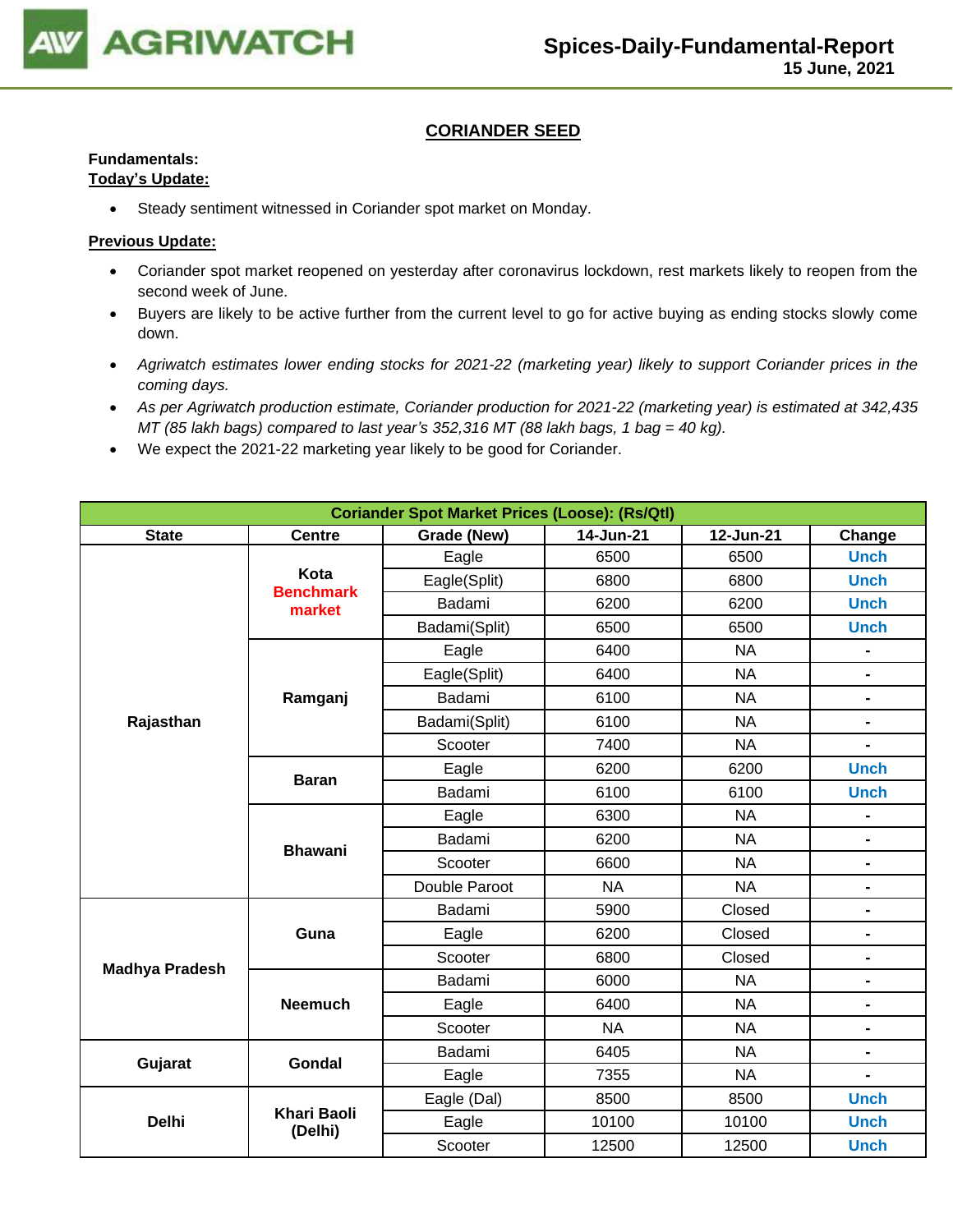## CORIANDER SEED

**Fundamentals:**

**Today's Update:**

- Steady sentiment witnessed in Coriander spot market on Monday.

**Previous Update:**

- Coriander spot market reopened on yesterday after coronavirus lockdown, rest markets likely to reopen from the second week of June.
- Buyers are likely to be active further from the current level to go for active buying as ending stocks slowly come down.
- *Agriwatch estimates lower ending stocks for 2021-22 (marketing year) likely to support Coriander prices in the coming days.*
- *As per Agriwatch production estimate, Coriander production for 2021-22 (marketing year) is estimated at 342,435 MT (85 lakh bags) compared to last year's 352,316 MT (88 lakh bags, 1 bag = 40 kg).*
- We expect the 2021-22 marketing year likely to be good for Coriander.

| Coriander Spot Market Prices (Loose): (Rs/Qtl) | | | | | |
|---|---|---|---|---|---|
| **State** | **Centre** | **Grade (New)** | **14-Jun-21** | **12-Jun-21** | **Change** |
| Rajasthan | Kota Benchmark market | Eagle | 6500 | 6500 | Unch |
| | | Eagle(Split) | 6800 | 6800 | Unch |
| | | Badami | 6200 | 6200 | Unch |
| | | Badami(Split) | 6500 | 6500 | Unch |
| | Ramganj | Eagle | 6400 | NA | - |
| | | Eagle(Split) | 6400 | NA | - |
| | | Badami | 6100 | NA | - |
| | | Badami(Split) | 6100 | NA | - |
| | | Scooter | 7400 | NA | - |
| | Baran | Eagle | 6200 | 6200 | Unch |
| | | Badami | 6100 | 6100 | Unch |
| | Bhawani | Eagle | 6300 | NA | - |
| | | Badami | 6200 | NA | - |
| | | Scooter | 6600 | NA | - |
| | | Double Paroot | NA | NA | - |
| Madhya Pradesh | Guna | Badami | 5900 | Closed | - |
| | | Eagle | 6200 | Closed | - |
| | | Scooter | 6800 | Closed | - |
| | Neemuch | Badami | 6000 | NA | - |
| | | Eagle | 6400 | NA | - |
| | | Scooter | NA | NA | - |
| Gujarat | Gondal | Badami | 6405 | NA | - |
| | | Eagle | 7355 | NA | - |
| Delhi | Khari Baoli (Delhi) | Eagle (Dal) | 8500 | 8500 | Unch |
| | | Eagle | 10100 | 10100 | Unch |
| | | Scooter | 12500 | 12500 | Unch |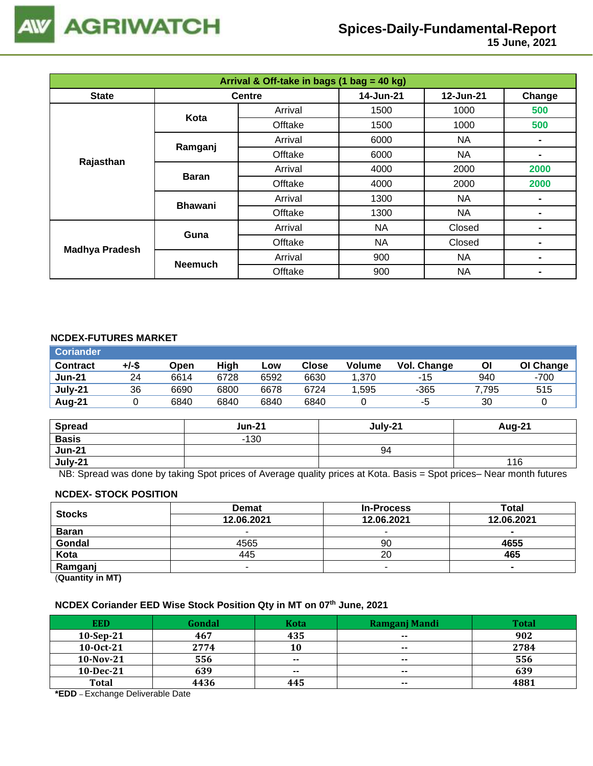# Spices-Daily-Fundamental-Report
15 June, 2021

| Arrival & Off-take in bags (1 bag = 40 kg) | | | | | |
|---|---|---|---|---|---|
| State | Centre | | 14-Jun-21 | 12-Jun-21 | Change |
| Rajasthan | Kota | Arrival | 1500 | 1000 | 500 |
| | | Offtake | 1500 | 1000 | 500 |
| | Ramganj | Arrival | 6000 | NA | - |
| | | Offtake | 6000 | NA | - |
| | Baran | Arrival | 4000 | 2000 | 2000 |
| | | Offtake | 4000 | 2000 | 2000 |
| | Bhawani | Arrival | 1300 | NA | - |
| | | Offtake | 1300 | NA | - |
| Madhya Pradesh | Guna | Arrival | NA | Closed | - |
| | | Offtake | NA | Closed | - |
| | Neemuch | Arrival | 900 | NA | - |
| | | Offtake | 900 | NA | - |

**NCDEX-FUTURES MARKET**

| Coriander | | | | | | | | | |
|---|---|---|---|---|---|---|---|---|---|
| Contract | +/-$ | Open | High | Low | Close | Volume | Vol. Change | OI | OI Change |
| Jun-21 | 24 | 6614 | 6728 | 6592 | 6630 | 1,370 | -15 | 940 | -700 |
| July-21 | 36 | 6690 | 6800 | 6678 | 6724 | 1,595 | -365 | 7,795 | 515 |
| Aug-21 | 0 | 6840 | 6840 | 6840 | 6840 | 0 | -5 | 30 | 0 |

| Spread | Jun-21 | July-21 | Aug-21 |
|---|---|---|---|
| Basis | -130 | | |
| Jun-21 | | 94 | |
| July-21 | | | 116 |

NB: Spread was done by taking Spot prices of Average quality prices at Kota. Basis = Spot prices– Near month futures

**NCDEX- STOCK POSITION**

| Stocks | Demat | In-Process | Total |
|---|---|---|---|
| | 12.06.2021 | 12.06.2021 | 12.06.2021 |
| Baran | - | - | - |
| Gondal | 4565 | 90 | 4655 |
| Kota | 445 | 20 | 465 |
| Ramganj | - | - | - |

(Quantity in MT)

**NCDEX Coriander EED Wise Stock Position Qty in MT on 07th June, 2021**

| EED | Gondal | Kota | Ramganj Mandi | Total |
|---|---|---|---|---|
| 10-Sep-21 | 467 | 435 | -- | 902 |
| 10-Oct-21 | 2774 | 10 | -- | 2784 |
| 10-Nov-21 | 556 | -- | -- | 556 |
| 10-Dec-21 | 639 | -- | -- | 639 |
| Total | 4436 | 445 | -- | 4881 |

***EDD** – Exchange Deliverable Date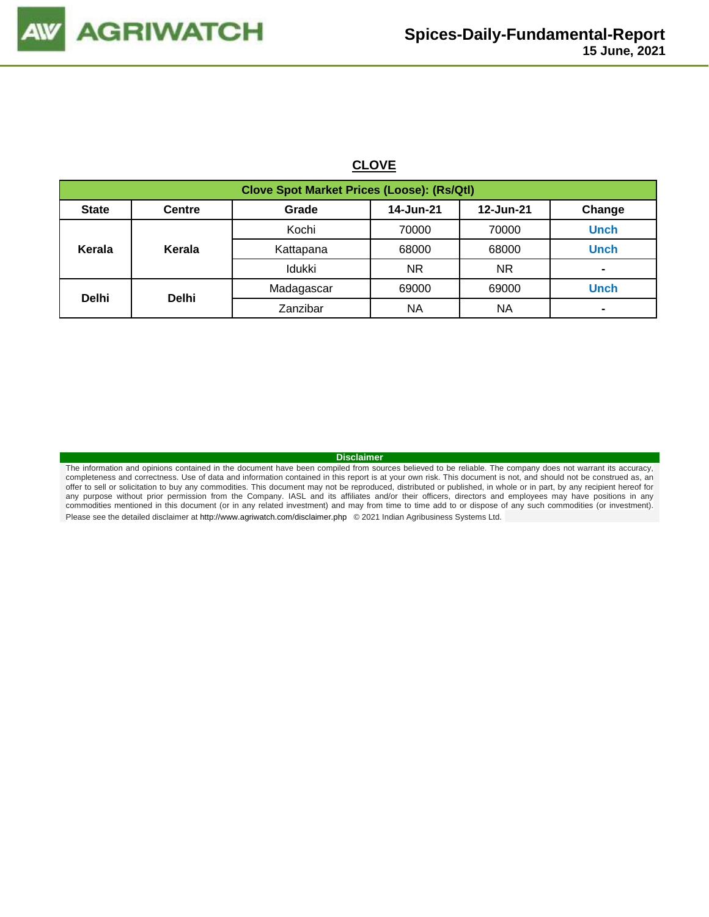## CLOVE

| Clove Spot Market Prices (Loose): (Rs/Qtl) | | | | | |
|---|---|---|---|---|---|
| **State** | **Centre** | **Grade** | **14-Jun-21** | **12-Jun-21** | **Change** |
| **Kerala** | **Kerala** | Kochi | 70000 | 70000 | **Unch** |
| | | Kattapana | 68000 | 68000 | **Unch** |
| | | Idukki | NR | NR | **-** |
| **Delhi** | **Delhi** | Madagascar | 69000 | 69000 | **Unch** |
| | | Zanzibar | NA | NA | **-** |

**Disclaimer**

The information and opinions contained in the document have been compiled from sources believed to be reliable. The company does not warrant its accuracy, completeness and correctness. Use of data and information contained in this report is at your own risk. This document is not, and should not be construed as, an offer to sell or solicitation to buy any commodities. This document may not be reproduced, distributed or published, in whole or in part, by any recipient hereof for any purpose without prior permission from the Company. IASL and its affiliates and/or their officers, directors and employees may have positions in any commodities mentioned in this document (or in any related investment) and may from time to time add to or dispose of any such commodities (or investment). Please see the detailed disclaimer at http://www.agriwatch.com/disclaimer.php © 2021 Indian Agribusiness Systems Ltd.